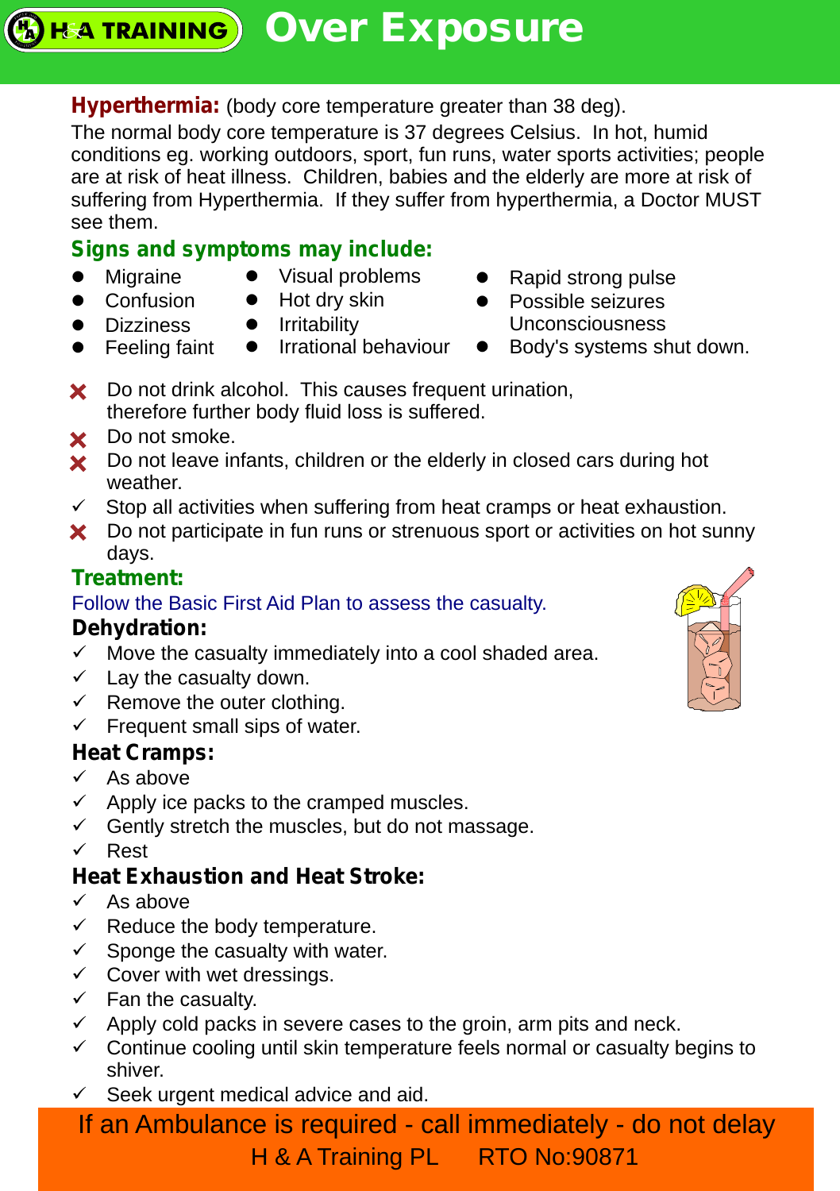H&A TRAINING

# Over Exposure

**Hyperthermia:** (body core temperature greater than 38 deg).

The normal body core temperature is 37 degrees Celsius. In hot, humid conditions eg. working outdoors, sport, fun runs, water sports activities; people are at risk of heat illness. Children, babies and the elderly are more at risk of suffering from Hyperthermia. If they suffer from hyperthermia, a Doctor MUST see them.

## Signs and symptoms may include:

- Migraine
- Confusion
- Dizziness
- Feeling faint
- Visual problems
- Hot dry skin
- Irritability
- Irrational behaviour
- Rapid strong pulse
- Possible seizures Unconsciousness
- Body's systems shut down.

- ✗ Do not drink alcohol. This causes frequent urination, therefore further body fluid loss is suffered.
- ✗ Do not smoke.
- ✗ Do not leave infants, children or the elderly in closed cars during hot weather.
- ✓ Stop all activities when suffering from heat cramps or heat exhaustion.
- ✗ Do not participate in fun runs or strenuous sport or activities on hot sunny days.

## Treatment:

Follow the Basic First Aid Plan to assess the casualty.

### Dehydration:

- ✓ Move the casualty immediately into a cool shaded area.
- ✓ Lay the casualty down.
- ✓ Remove the outer clothing.
- ✓ Frequent small sips of water.

### Heat Cramps:

- ✓ As above
- ✓ Apply ice packs to the cramped muscles.
- ✓ Gently stretch the muscles, but do not massage.
- ✓ Rest

### Heat Exhaustion and Heat Stroke:

- ✓ As above
- ✓ Reduce the body temperature.
- ✓ Sponge the casualty with water.
- ✓ Cover with wet dressings.
- ✓ Fan the casualty.
- ✓ Apply cold packs in severe cases to the groin, arm pits and neck.
- ✓ Continue cooling until skin temperature feels normal or casualty begins to shiver.
- ✓ Seek urgent medical advice and aid.

**If an Ambulance is required - call immediately - do not delay**

H & A Training PL RTO No:90871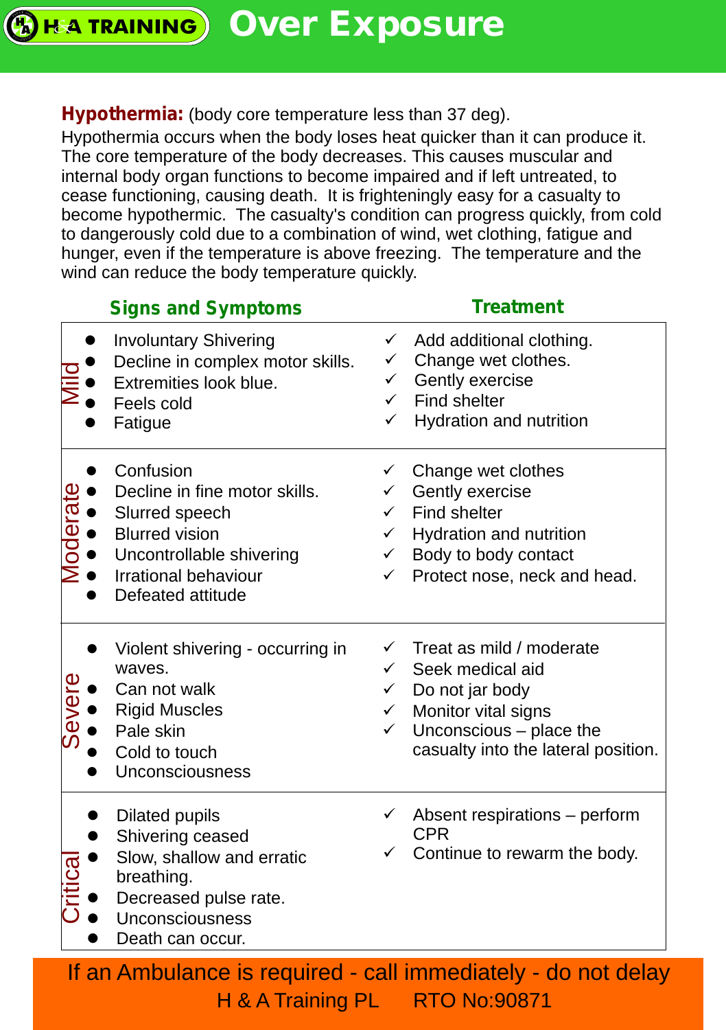# Over Exposure

**Hypothermia:** (body core temperature less than 37 deg).

Hypothermia occurs when the body loses heat quicker than it can produce it. The core temperature of the body decreases. This causes muscular and internal body organ functions to become impaired and if left untreated, to cease functioning, causing death. It is frighteningly easy for a casualty to become hypothermic. The casualty's condition can progress quickly, from cold to dangerously cold due to a combination of wind, wet clothing, fatigue and hunger, even if the temperature is above freezing. The temperature and the wind can reduce the body temperature quickly.

| | Signs and Symptoms | Treatment |
|---|---|---|
| Mild | • Involuntary Shivering<br>• Decline in complex motor skills.<br>• Extremities look blue.<br>• Feels cold<br>• Fatigue | ✓ Add additional clothing.<br>✓ Change wet clothes.<br>✓ Gently exercise<br>✓ Find shelter<br>✓ Hydration and nutrition |
| Moderate | • Confusion<br>• Decline in fine motor skills.<br>• Slurred speech<br>• Blurred vision<br>• Uncontrollable shivering<br>• Irrational behaviour<br>• Defeated attitude | ✓ Change wet clothes<br>✓ Gently exercise<br>✓ Find shelter<br>✓ Hydration and nutrition<br>✓ Body to body contact<br>✓ Protect nose, neck and head. |
| Severe | • Violent shivering - occurring in waves.<br>• Can not walk<br>• Rigid Muscles<br>• Pale skin<br>• Cold to touch<br>• Unconsciousness | ✓ Treat as mild / moderate<br>✓ Seek medical aid<br>✓ Do not jar body<br>✓ Monitor vital signs<br>✓ Unconscious – place the casualty into the lateral position. |
| Critical | • Dilated pupils<br>• Shivering ceased<br>• Slow, shallow and erratic breathing.<br>• Decreased pulse rate.<br>• Unconsciousness<br>• Death can occur. | ✓ Absent respirations – perform CPR<br>✓ Continue to rewarm the body. |

If an Ambulance is required - call immediately - do not delay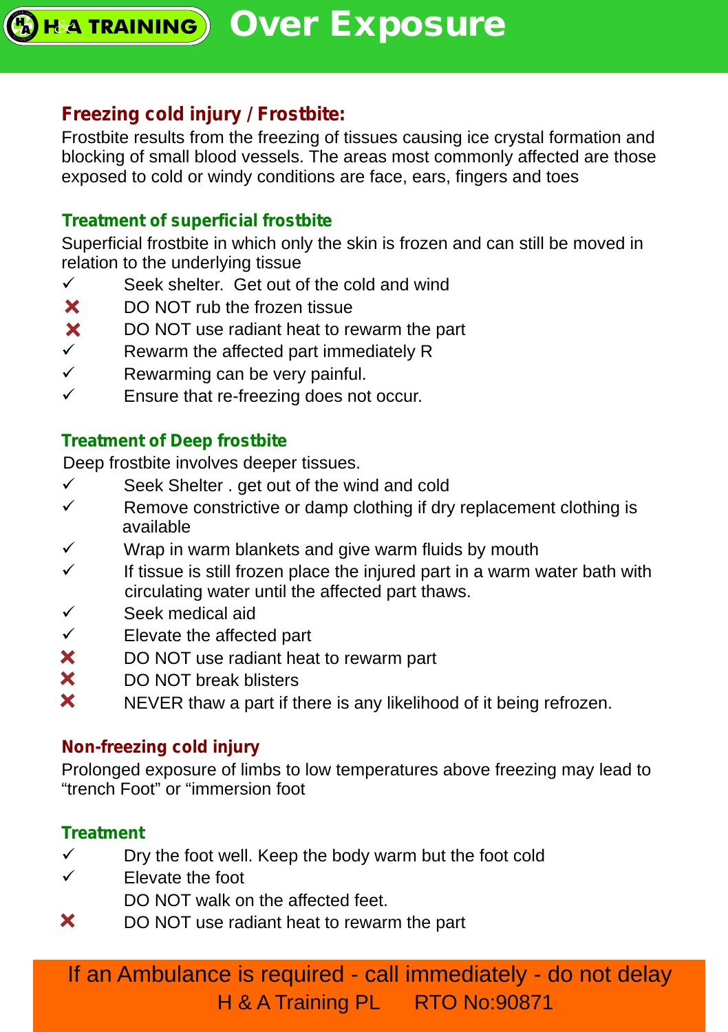# Over Exposure

## Freezing cold injury / Frostbite:

Frostbite results from the freezing of tissues causing ice crystal formation and blocking of small blood vessels. The areas most commonly affected are those exposed to cold or windy conditions are face, ears, fingers and toes

### Treatment of superficial frostbite

Superficial frostbite in which only the skin is frozen and can still be moved in relation to the underlying tissue

- ✓ Seek shelter. Get out of the cold and wind
- ✗ DO NOT rub the frozen tissue
- ✗ DO NOT use radiant heat to rewarm the part
- ✓ Rewarm the affected part immediately R
- ✓ Rewarming can be very painful.
- ✓ Ensure that re-freezing does not occur.

### Treatment of Deep frostbite

Deep frostbite involves deeper tissues.

- ✓ Seek Shelter . get out of the wind and cold
- ✓ Remove constrictive or damp clothing if dry replacement clothing is available
- ✓ Wrap in warm blankets and give warm fluids by mouth
- ✓ If tissue is still frozen place the injured part in a warm water bath with circulating water until the affected part thaws.
- ✓ Seek medical aid
- ✓ Elevate the affected part
- ✗ DO NOT use radiant heat to rewarm part
- ✗ DO NOT break blisters
- ✗ NEVER thaw a part if there is any likelihood of it being refrozen.

## Non-freezing cold injury

Prolonged exposure of limbs to low temperatures above freezing may lead to “trench Foot” or “immersion foot

### Treatment

- ✓ Dry the foot well. Keep the body warm but the foot cold
- ✓ Elevate the foot
- DO NOT walk on the affected feet.
- ✗ DO NOT use radiant heat to rewarm the part

**If an Ambulance is required - call immediately - do not delay**

H & A Training PL RTO No:90871